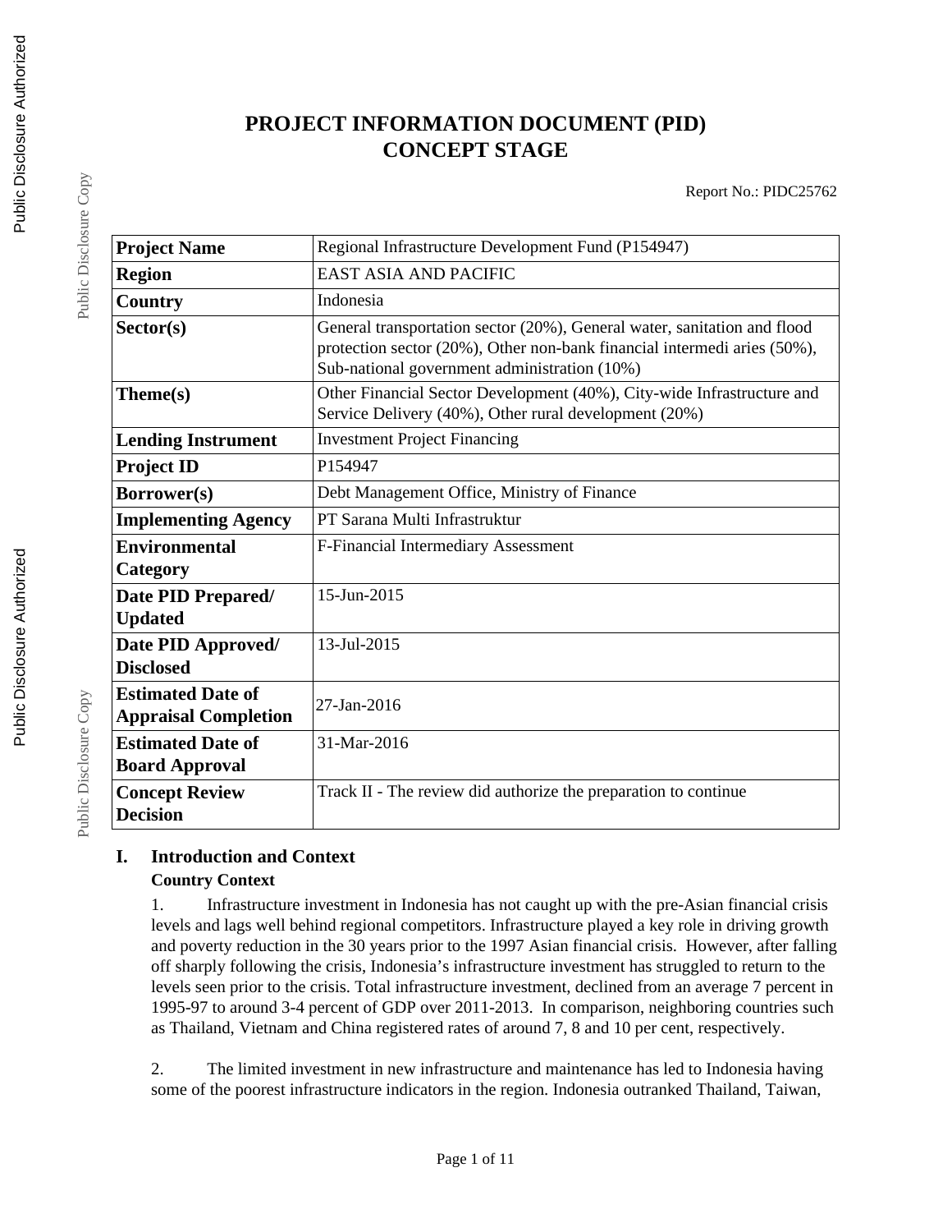# PROJECT INFORMATION DOCUMENT (PID)
# CONCEPT STAGE

Report No.: PIDC25762

| Project Name | Regional Infrastructure Development Fund (P154947) |
|---|---|
| Region | EAST ASIA AND PACIFIC |
| Country | Indonesia |
| Sector(s) | General transportation sector (20%), General water, sanitation and flood protection sector (20%), Other non-bank financial intermedi aries (50%), Sub-national government administration (10%) |
| Theme(s) | Other Financial Sector Development (40%), City-wide Infrastructure and Service Delivery (40%), Other rural development (20%) |
| Lending Instrument | Investment Project Financing |
| Project ID | P154947 |
| Borrower(s) | Debt Management Office, Ministry of Finance |
| Implementing Agency | PT Sarana Multi Infrastruktur |
| Environmental Category | F-Financial Intermediary Assessment |
| Date PID Prepared/ Updated | 15-Jun-2015 |
| Date PID Approved/ Disclosed | 13-Jul-2015 |
| Estimated Date of Appraisal Completion | 27-Jan-2016 |
| Estimated Date of Board Approval | 31-Mar-2016 |
| Concept Review Decision | Track II - The review did authorize the preparation to continue |

## I. Introduction and Context

### Country Context

1. Infrastructure investment in Indonesia has not caught up with the pre-Asian financial crisis levels and lags well behind regional competitors. Infrastructure played a key role in driving growth and poverty reduction in the 30 years prior to the 1997 Asian financial crisis. However, after falling off sharply following the crisis, Indonesia's infrastructure investment has struggled to return to the levels seen prior to the crisis. Total infrastructure investment, declined from an average 7 percent in 1995-97 to around 3-4 percent of GDP over 2011-2013. In comparison, neighboring countries such as Thailand, Vietnam and China registered rates of around 7, 8 and 10 per cent, respectively.

2. The limited investment in new infrastructure and maintenance has led to Indonesia having some of the poorest infrastructure indicators in the region. Indonesia outranked Thailand, Taiwan,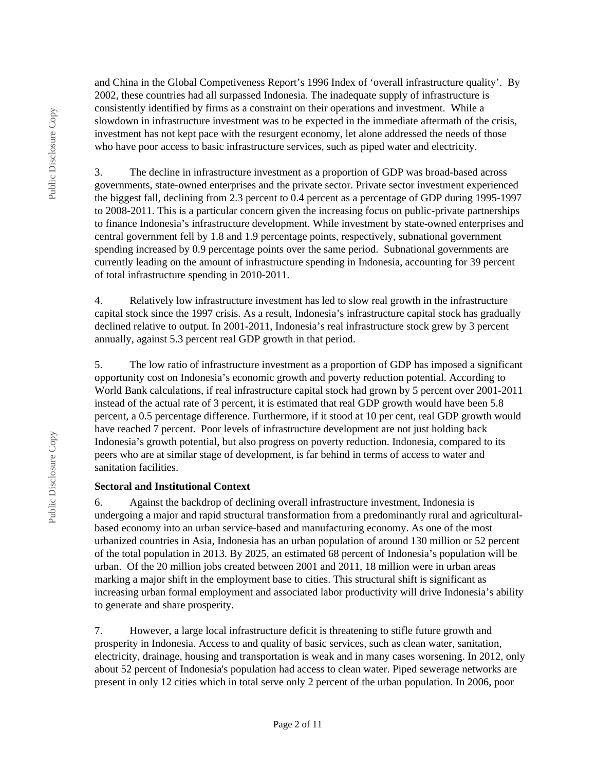and China in the Global Competiveness Report's 1996 Index of 'overall infrastructure quality'. By 2002, these countries had all surpassed Indonesia. The inadequate supply of infrastructure is consistently identified by firms as a constraint on their operations and investment. While a slowdown in infrastructure investment was to be expected in the immediate aftermath of the crisis, investment has not kept pace with the resurgent economy, let alone addressed the needs of those who have poor access to basic infrastructure services, such as piped water and electricity.

3. The decline in infrastructure investment as a proportion of GDP was broad-based across governments, state-owned enterprises and the private sector. Private sector investment experienced the biggest fall, declining from 2.3 percent to 0.4 percent as a percentage of GDP during 1995-1997 to 2008-2011. This is a particular concern given the increasing focus on public-private partnerships to finance Indonesia's infrastructure development. While investment by state-owned enterprises and central government fell by 1.8 and 1.9 percentage points, respectively, subnational government spending increased by 0.9 percentage points over the same period. Subnational governments are currently leading on the amount of infrastructure spending in Indonesia, accounting for 39 percent of total infrastructure spending in 2010-2011.

4. Relatively low infrastructure investment has led to slow real growth in the infrastructure capital stock since the 1997 crisis. As a result, Indonesia's infrastructure capital stock has gradually declined relative to output. In 2001-2011, Indonesia's real infrastructure stock grew by 3 percent annually, against 5.3 percent real GDP growth in that period.

5. The low ratio of infrastructure investment as a proportion of GDP has imposed a significant opportunity cost on Indonesia's economic growth and poverty reduction potential. According to World Bank calculations, if real infrastructure capital stock had grown by 5 percent over 2001-2011 instead of the actual rate of 3 percent, it is estimated that real GDP growth would have been 5.8 percent, a 0.5 percentage difference. Furthermore, if it stood at 10 per cent, real GDP growth would have reached 7 percent. Poor levels of infrastructure development are not just holding back Indonesia's growth potential, but also progress on poverty reduction. Indonesia, compared to its peers who are at similar stage of development, is far behind in terms of access to water and sanitation facilities.

**Sectoral and Institutional Context**

6. Against the backdrop of declining overall infrastructure investment, Indonesia is undergoing a major and rapid structural transformation from a predominantly rural and agricultural-based economy into an urban service-based and manufacturing economy. As one of the most urbanized countries in Asia, Indonesia has an urban population of around 130 million or 52 percent of the total population in 2013. By 2025, an estimated 68 percent of Indonesia's population will be urban. Of the 20 million jobs created between 2001 and 2011, 18 million were in urban areas marking a major shift in the employment base to cities. This structural shift is significant as increasing urban formal employment and associated labor productivity will drive Indonesia's ability to generate and share prosperity.

7. However, a large local infrastructure deficit is threatening to stifle future growth and prosperity in Indonesia. Access to and quality of basic services, such as clean water, sanitation, electricity, drainage, housing and transportation is weak and in many cases worsening. In 2012, only about 52 percent of Indonesia's population had access to clean water. Piped sewerage networks are present in only 12 cities which in total serve only 2 percent of the urban population. In 2006, poor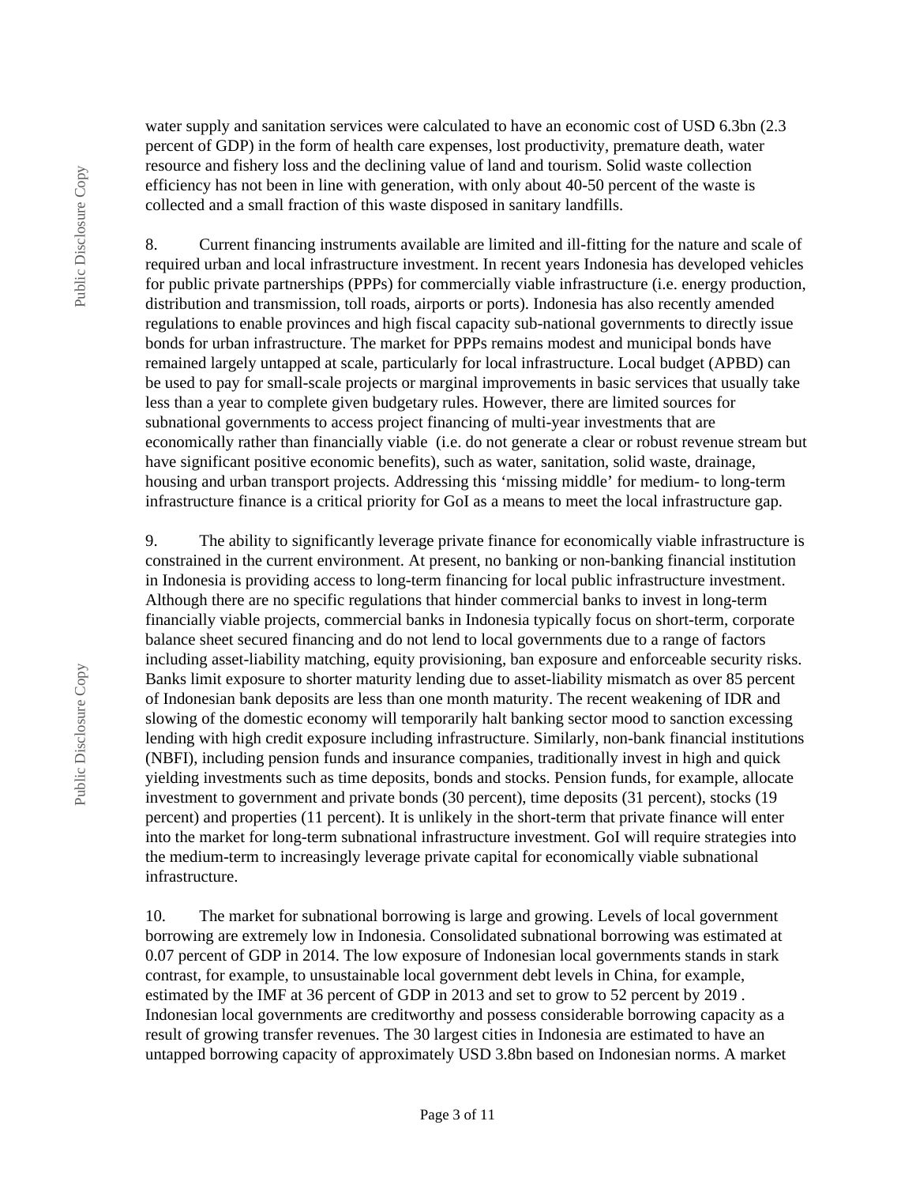water supply and sanitation services were calculated to have an economic cost of USD 6.3bn (2.3 percent of GDP) in the form of health care expenses, lost productivity, premature death, water resource and fishery loss and the declining value of land and tourism. Solid waste collection efficiency has not been in line with generation, with only about 40-50 percent of the waste is collected and a small fraction of this waste disposed in sanitary landfills.

8. Current financing instruments available are limited and ill-fitting for the nature and scale of required urban and local infrastructure investment. In recent years Indonesia has developed vehicles for public private partnerships (PPPs) for commercially viable infrastructure (i.e. energy production, distribution and transmission, toll roads, airports or ports). Indonesia has also recently amended regulations to enable provinces and high fiscal capacity sub-national governments to directly issue bonds for urban infrastructure. The market for PPPs remains modest and municipal bonds have remained largely untapped at scale, particularly for local infrastructure. Local budget (APBD) can be used to pay for small-scale projects or marginal improvements in basic services that usually take less than a year to complete given budgetary rules. However, there are limited sources for subnational governments to access project financing of multi-year investments that are economically rather than financially viable (i.e. do not generate a clear or robust revenue stream but have significant positive economic benefits), such as water, sanitation, solid waste, drainage, housing and urban transport projects. Addressing this 'missing middle' for medium- to long-term infrastructure finance is a critical priority for GoI as a means to meet the local infrastructure gap.

9. The ability to significantly leverage private finance for economically viable infrastructure is constrained in the current environment. At present, no banking or non-banking financial institution in Indonesia is providing access to long-term financing for local public infrastructure investment. Although there are no specific regulations that hinder commercial banks to invest in long-term financially viable projects, commercial banks in Indonesia typically focus on short-term, corporate balance sheet secured financing and do not lend to local governments due to a range of factors including asset-liability matching, equity provisioning, ban exposure and enforceable security risks. Banks limit exposure to shorter maturity lending due to asset-liability mismatch as over 85 percent of Indonesian bank deposits are less than one month maturity. The recent weakening of IDR and slowing of the domestic economy will temporarily halt banking sector mood to sanction excessing lending with high credit exposure including infrastructure. Similarly, non-bank financial institutions (NBFI), including pension funds and insurance companies, traditionally invest in high and quick yielding investments such as time deposits, bonds and stocks. Pension funds, for example, allocate investment to government and private bonds (30 percent), time deposits (31 percent), stocks (19 percent) and properties (11 percent). It is unlikely in the short-term that private finance will enter into the market for long-term subnational infrastructure investment. GoI will require strategies into the medium-term to increasingly leverage private capital for economically viable subnational infrastructure.

10. The market for subnational borrowing is large and growing. Levels of local government borrowing are extremely low in Indonesia. Consolidated subnational borrowing was estimated at 0.07 percent of GDP in 2014. The low exposure of Indonesian local governments stands in stark contrast, for example, to unsustainable local government debt levels in China, for example, estimated by the IMF at 36 percent of GDP in 2013 and set to grow to 52 percent by 2019 . Indonesian local governments are creditworthy and possess considerable borrowing capacity as a result of growing transfer revenues. The 30 largest cities in Indonesia are estimated to have an untapped borrowing capacity of approximately USD 3.8bn based on Indonesian norms. A market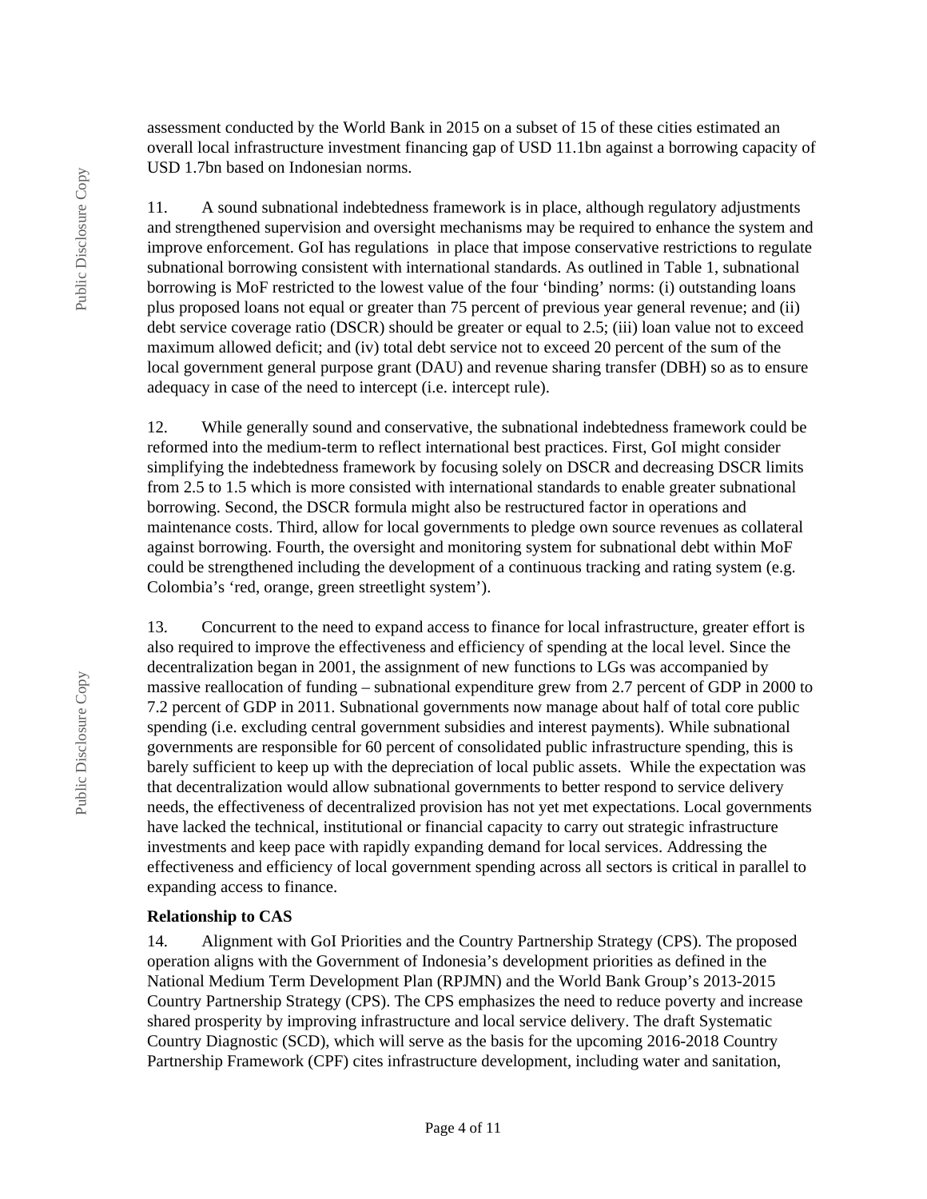assessment conducted by the World Bank in 2015 on a subset of 15 of these cities estimated an overall local infrastructure investment financing gap of USD 11.1bn against a borrowing capacity of USD 1.7bn based on Indonesian norms.

11. A sound subnational indebtedness framework is in place, although regulatory adjustments and strengthened supervision and oversight mechanisms may be required to enhance the system and improve enforcement. GoI has regulations in place that impose conservative restrictions to regulate subnational borrowing consistent with international standards. As outlined in Table 1, subnational borrowing is MoF restricted to the lowest value of the four 'binding' norms: (i) outstanding loans plus proposed loans not equal or greater than 75 percent of previous year general revenue; and (ii) debt service coverage ratio (DSCR) should be greater or equal to 2.5; (iii) loan value not to exceed maximum allowed deficit; and (iv) total debt service not to exceed 20 percent of the sum of the local government general purpose grant (DAU) and revenue sharing transfer (DBH) so as to ensure adequacy in case of the need to intercept (i.e. intercept rule).

12. While generally sound and conservative, the subnational indebtedness framework could be reformed into the medium-term to reflect international best practices. First, GoI might consider simplifying the indebtedness framework by focusing solely on DSCR and decreasing DSCR limits from 2.5 to 1.5 which is more consisted with international standards to enable greater subnational borrowing. Second, the DSCR formula might also be restructured factor in operations and maintenance costs. Third, allow for local governments to pledge own source revenues as collateral against borrowing. Fourth, the oversight and monitoring system for subnational debt within MoF could be strengthened including the development of a continuous tracking and rating system (e.g. Colombia's 'red, orange, green streetlight system').

13. Concurrent to the need to expand access to finance for local infrastructure, greater effort is also required to improve the effectiveness and efficiency of spending at the local level. Since the decentralization began in 2001, the assignment of new functions to LGs was accompanied by massive reallocation of funding – subnational expenditure grew from 2.7 percent of GDP in 2000 to 7.2 percent of GDP in 2011. Subnational governments now manage about half of total core public spending (i.e. excluding central government subsidies and interest payments). While subnational governments are responsible for 60 percent of consolidated public infrastructure spending, this is barely sufficient to keep up with the depreciation of local public assets. While the expectation was that decentralization would allow subnational governments to better respond to service delivery needs, the effectiveness of decentralized provision has not yet met expectations. Local governments have lacked the technical, institutional or financial capacity to carry out strategic infrastructure investments and keep pace with rapidly expanding demand for local services. Addressing the effectiveness and efficiency of local government spending across all sectors is critical in parallel to expanding access to finance.

**Relationship to CAS**

14. Alignment with GoI Priorities and the Country Partnership Strategy (CPS). The proposed operation aligns with the Government of Indonesia's development priorities as defined in the National Medium Term Development Plan (RPJMN) and the World Bank Group's 2013-2015 Country Partnership Strategy (CPS). The CPS emphasizes the need to reduce poverty and increase shared prosperity by improving infrastructure and local service delivery. The draft Systematic Country Diagnostic (SCD), which will serve as the basis for the upcoming 2016-2018 Country Partnership Framework (CPF) cites infrastructure development, including water and sanitation,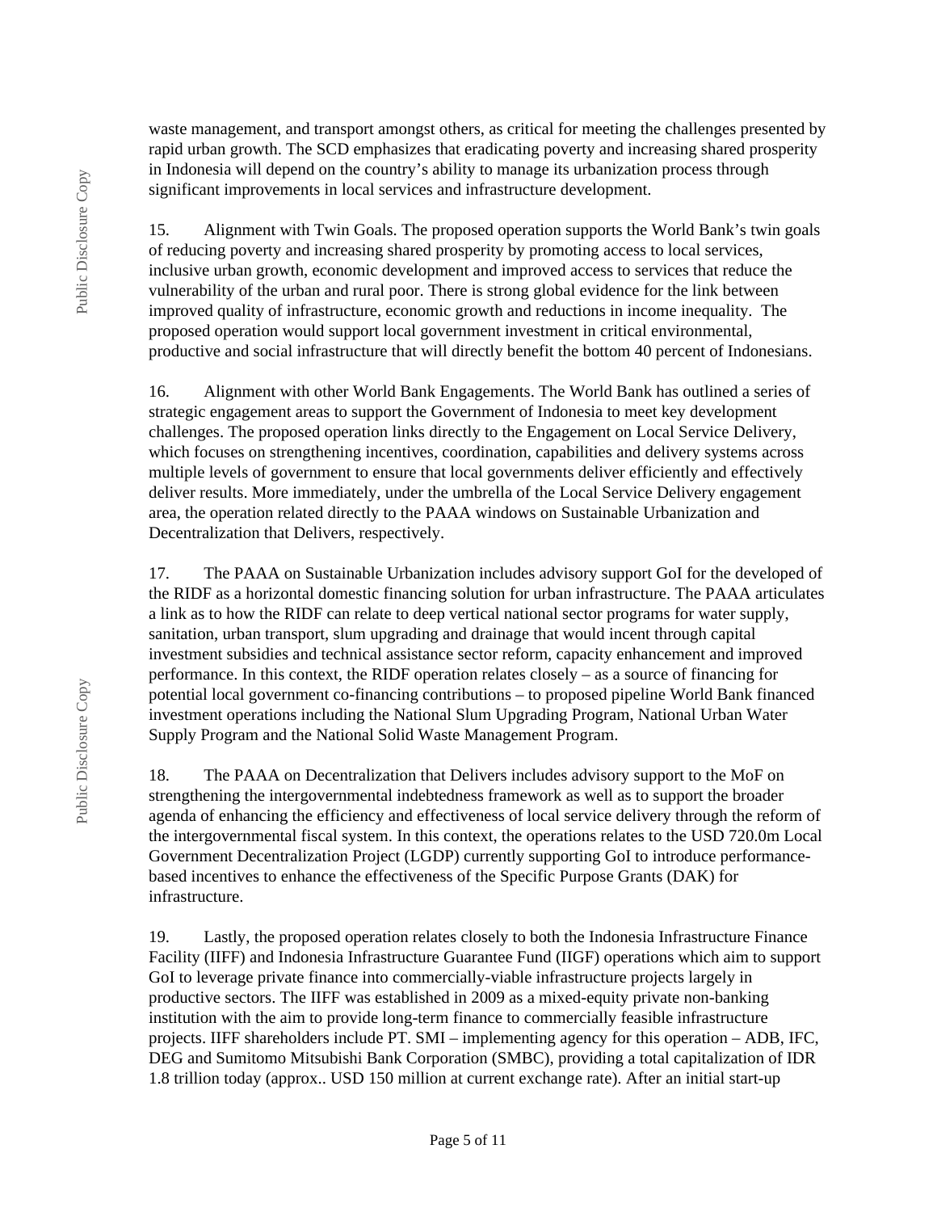waste management, and transport amongst others, as critical for meeting the challenges presented by rapid urban growth. The SCD emphasizes that eradicating poverty and increasing shared prosperity in Indonesia will depend on the country's ability to manage its urbanization process through significant improvements in local services and infrastructure development.

15. Alignment with Twin Goals. The proposed operation supports the World Bank's twin goals of reducing poverty and increasing shared prosperity by promoting access to local services, inclusive urban growth, economic development and improved access to services that reduce the vulnerability of the urban and rural poor. There is strong global evidence for the link between improved quality of infrastructure, economic growth and reductions in income inequality. The proposed operation would support local government investment in critical environmental, productive and social infrastructure that will directly benefit the bottom 40 percent of Indonesians.

16. Alignment with other World Bank Engagements. The World Bank has outlined a series of strategic engagement areas to support the Government of Indonesia to meet key development challenges. The proposed operation links directly to the Engagement on Local Service Delivery, which focuses on strengthening incentives, coordination, capabilities and delivery systems across multiple levels of government to ensure that local governments deliver efficiently and effectively deliver results. More immediately, under the umbrella of the Local Service Delivery engagement area, the operation related directly to the PAAA windows on Sustainable Urbanization and Decentralization that Delivers, respectively.

17. The PAAA on Sustainable Urbanization includes advisory support GoI for the developed of the RIDF as a horizontal domestic financing solution for urban infrastructure. The PAAA articulates a link as to how the RIDF can relate to deep vertical national sector programs for water supply, sanitation, urban transport, slum upgrading and drainage that would incent through capital investment subsidies and technical assistance sector reform, capacity enhancement and improved performance. In this context, the RIDF operation relates closely – as a source of financing for potential local government co-financing contributions – to proposed pipeline World Bank financed investment operations including the National Slum Upgrading Program, National Urban Water Supply Program and the National Solid Waste Management Program.

18. The PAAA on Decentralization that Delivers includes advisory support to the MoF on strengthening the intergovernmental indebtedness framework as well as to support the broader agenda of enhancing the efficiency and effectiveness of local service delivery through the reform of the intergovernmental fiscal system. In this context, the operations relates to the USD 720.0m Local Government Decentralization Project (LGDP) currently supporting GoI to introduce performance-based incentives to enhance the effectiveness of the Specific Purpose Grants (DAK) for infrastructure.

19. Lastly, the proposed operation relates closely to both the Indonesia Infrastructure Finance Facility (IIFF) and Indonesia Infrastructure Guarantee Fund (IIGF) operations which aim to support GoI to leverage private finance into commercially-viable infrastructure projects largely in productive sectors. The IIFF was established in 2009 as a mixed-equity private non-banking institution with the aim to provide long-term finance to commercially feasible infrastructure projects. IIFF shareholders include PT. SMI – implementing agency for this operation – ADB, IFC, DEG and Sumitomo Mitsubishi Bank Corporation (SMBC), providing a total capitalization of IDR 1.8 trillion today (approx.. USD 150 million at current exchange rate). After an initial start-up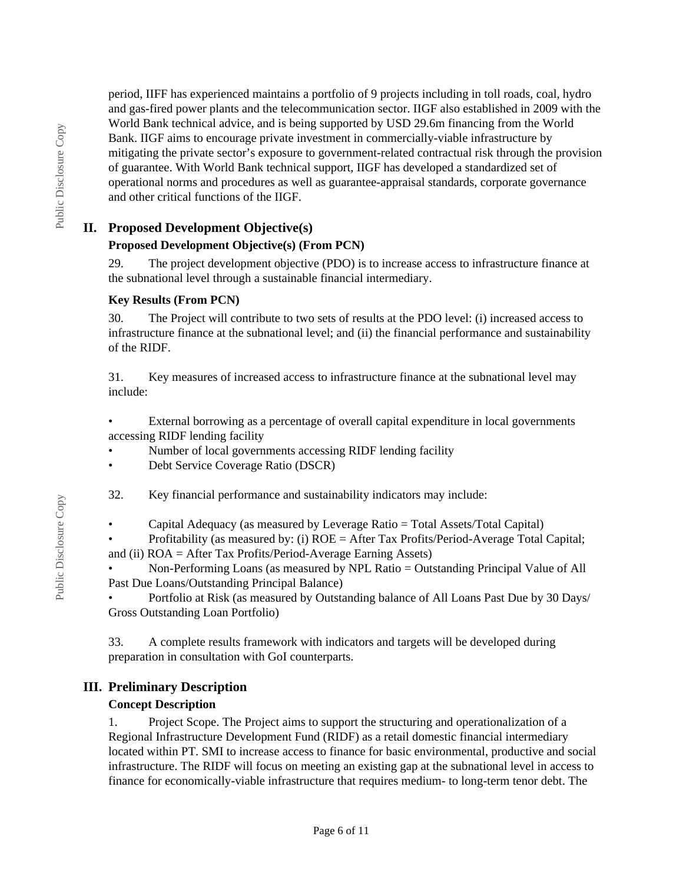period, IIFF has experienced maintains a portfolio of 9 projects including in toll roads, coal, hydro and gas-fired power plants and the telecommunication sector. IIGF also established in 2009 with the World Bank technical advice, and is being supported by USD 29.6m financing from the World Bank. IIGF aims to encourage private investment in commercially-viable infrastructure by mitigating the private sector's exposure to government-related contractual risk through the provision of guarantee. With World Bank technical support, IIGF has developed a standardized set of operational norms and procedures as well as guarantee-appraisal standards, corporate governance and other critical functions of the IIGF.

## II. Proposed Development Objective(s)

### Proposed Development Objective(s) (From PCN)

29. The project development objective (PDO) is to increase access to infrastructure finance at the subnational level through a sustainable financial intermediary.

### Key Results (From PCN)

30. The Project will contribute to two sets of results at the PDO level: (i) increased access to infrastructure finance at the subnational level; and (ii) the financial performance and sustainability of the RIDF.

31. Key measures of increased access to infrastructure finance at the subnational level may include:

- External borrowing as a percentage of overall capital expenditure in local governments accessing RIDF lending facility
- Number of local governments accessing RIDF lending facility
- Debt Service Coverage Ratio (DSCR)

32. Key financial performance and sustainability indicators may include:

- Capital Adequacy (as measured by Leverage Ratio = Total Assets/Total Capital)
- Profitability (as measured by: (i) ROE = After Tax Profits/Period-Average Total Capital; and (ii) ROA = After Tax Profits/Period-Average Earning Assets)
- Non-Performing Loans (as measured by NPL Ratio = Outstanding Principal Value of All Past Due Loans/Outstanding Principal Balance)
- Portfolio at Risk (as measured by Outstanding balance of All Loans Past Due by 30 Days/ Gross Outstanding Loan Portfolio)

33. A complete results framework with indicators and targets will be developed during preparation in consultation with GoI counterparts.

## III. Preliminary Description

### Concept Description

1. Project Scope. The Project aims to support the structuring and operationalization of a Regional Infrastructure Development Fund (RIDF) as a retail domestic financial intermediary located within PT. SMI to increase access to finance for basic environmental, productive and social infrastructure. The RIDF will focus on meeting an existing gap at the subnational level in access to finance for economically-viable infrastructure that requires medium- to long-term tenor debt. The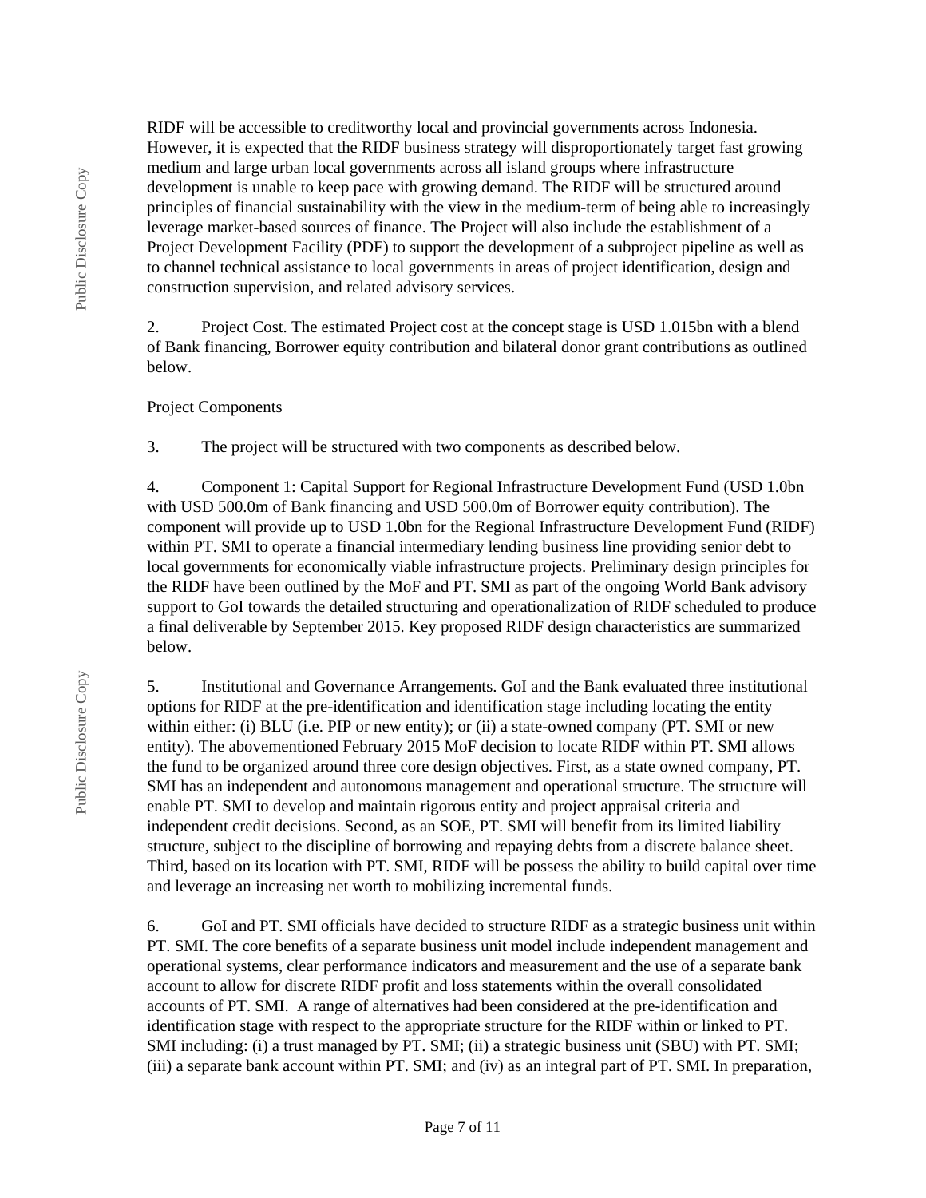RIDF will be accessible to creditworthy local and provincial governments across Indonesia. However, it is expected that the RIDF business strategy will disproportionately target fast growing medium and large urban local governments across all island groups where infrastructure development is unable to keep pace with growing demand. The RIDF will be structured around principles of financial sustainability with the view in the medium-term of being able to increasingly leverage market-based sources of finance. The Project will also include the establishment of a Project Development Facility (PDF) to support the development of a subproject pipeline as well as to channel technical assistance to local governments in areas of project identification, design and construction supervision, and related advisory services.

2. Project Cost. The estimated Project cost at the concept stage is USD 1.015bn with a blend of Bank financing, Borrower equity contribution and bilateral donor grant contributions as outlined below.

Project Components

3. The project will be structured with two components as described below.

4. Component 1: Capital Support for Regional Infrastructure Development Fund (USD 1.0bn with USD 500.0m of Bank financing and USD 500.0m of Borrower equity contribution). The component will provide up to USD 1.0bn for the Regional Infrastructure Development Fund (RIDF) within PT. SMI to operate a financial intermediary lending business line providing senior debt to local governments for economically viable infrastructure projects. Preliminary design principles for the RIDF have been outlined by the MoF and PT. SMI as part of the ongoing World Bank advisory support to GoI towards the detailed structuring and operationalization of RIDF scheduled to produce a final deliverable by September 2015. Key proposed RIDF design characteristics are summarized below.

5. Institutional and Governance Arrangements. GoI and the Bank evaluated three institutional options for RIDF at the pre-identification and identification stage including locating the entity within either: (i) BLU (i.e. PIP or new entity); or (ii) a state-owned company (PT. SMI or new entity). The abovementioned February 2015 MoF decision to locate RIDF within PT. SMI allows the fund to be organized around three core design objectives. First, as a state owned company, PT. SMI has an independent and autonomous management and operational structure. The structure will enable PT. SMI to develop and maintain rigorous entity and project appraisal criteria and independent credit decisions. Second, as an SOE, PT. SMI will benefit from its limited liability structure, subject to the discipline of borrowing and repaying debts from a discrete balance sheet. Third, based on its location with PT. SMI, RIDF will be possess the ability to build capital over time and leverage an increasing net worth to mobilizing incremental funds.

6. GoI and PT. SMI officials have decided to structure RIDF as a strategic business unit within PT. SMI. The core benefits of a separate business unit model include independent management and operational systems, clear performance indicators and measurement and the use of a separate bank account to allow for discrete RIDF profit and loss statements within the overall consolidated accounts of PT. SMI. A range of alternatives had been considered at the pre-identification and identification stage with respect to the appropriate structure for the RIDF within or linked to PT. SMI including: (i) a trust managed by PT. SMI; (ii) a strategic business unit (SBU) with PT. SMI; (iii) a separate bank account within PT. SMI; and (iv) as an integral part of PT. SMI. In preparation,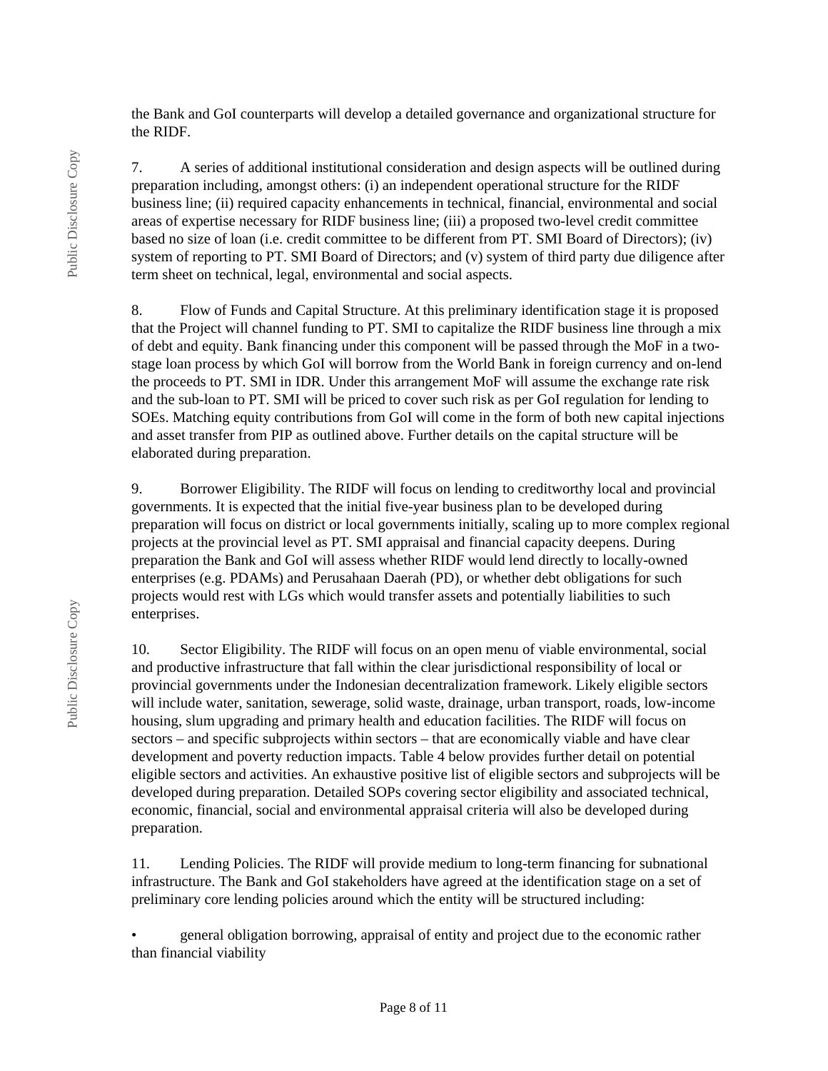the Bank and GoI counterparts will develop a detailed governance and organizational structure for the RIDF.

7. A series of additional institutional consideration and design aspects will be outlined during preparation including, amongst others: (i) an independent operational structure for the RIDF business line; (ii) required capacity enhancements in technical, financial, environmental and social areas of expertise necessary for RIDF business line; (iii) a proposed two-level credit committee based no size of loan (i.e. credit committee to be different from PT. SMI Board of Directors); (iv) system of reporting to PT. SMI Board of Directors; and (v) system of third party due diligence after term sheet on technical, legal, environmental and social aspects.

8. Flow of Funds and Capital Structure. At this preliminary identification stage it is proposed that the Project will channel funding to PT. SMI to capitalize the RIDF business line through a mix of debt and equity. Bank financing under this component will be passed through the MoF in a two-stage loan process by which GoI will borrow from the World Bank in foreign currency and on-lend the proceeds to PT. SMI in IDR. Under this arrangement MoF will assume the exchange rate risk and the sub-loan to PT. SMI will be priced to cover such risk as per GoI regulation for lending to SOEs. Matching equity contributions from GoI will come in the form of both new capital injections and asset transfer from PIP as outlined above. Further details on the capital structure will be elaborated during preparation.

9. Borrower Eligibility. The RIDF will focus on lending to creditworthy local and provincial governments. It is expected that the initial five-year business plan to be developed during preparation will focus on district or local governments initially, scaling up to more complex regional projects at the provincial level as PT. SMI appraisal and financial capacity deepens. During preparation the Bank and GoI will assess whether RIDF would lend directly to locally-owned enterprises (e.g. PDAMs) and Perusahaan Daerah (PD), or whether debt obligations for such projects would rest with LGs which would transfer assets and potentially liabilities to such enterprises.

10. Sector Eligibility. The RIDF will focus on an open menu of viable environmental, social and productive infrastructure that fall within the clear jurisdictional responsibility of local or provincial governments under the Indonesian decentralization framework. Likely eligible sectors will include water, sanitation, sewerage, solid waste, drainage, urban transport, roads, low-income housing, slum upgrading and primary health and education facilities. The RIDF will focus on sectors – and specific subprojects within sectors – that are economically viable and have clear development and poverty reduction impacts. Table 4 below provides further detail on potential eligible sectors and activities. An exhaustive positive list of eligible sectors and subprojects will be developed during preparation. Detailed SOPs covering sector eligibility and associated technical, economic, financial, social and environmental appraisal criteria will also be developed during preparation.

11. Lending Policies. The RIDF will provide medium to long-term financing for subnational infrastructure. The Bank and GoI stakeholders have agreed at the identification stage on a set of preliminary core lending policies around which the entity will be structured including:

- general obligation borrowing, appraisal of entity and project due to the economic rather than financial viability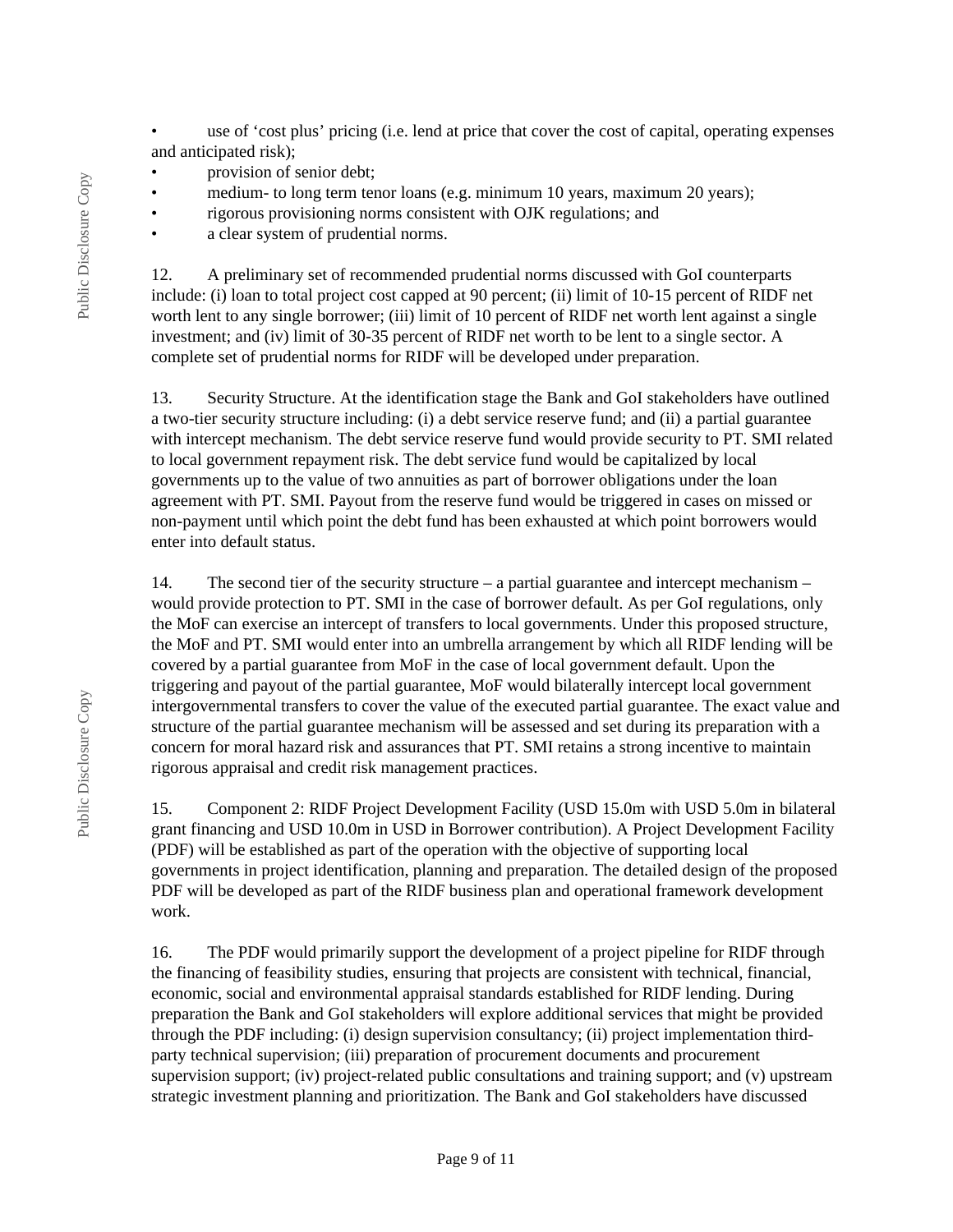- use of 'cost plus' pricing (i.e. lend at price that cover the cost of capital, operating expenses and anticipated risk);
- provision of senior debt;
- medium- to long term tenor loans (e.g. minimum 10 years, maximum 20 years);
- rigorous provisioning norms consistent with OJK regulations; and
- a clear system of prudential norms.

12. A preliminary set of recommended prudential norms discussed with GoI counterparts include: (i) loan to total project cost capped at 90 percent; (ii) limit of 10-15 percent of RIDF net worth lent to any single borrower; (iii) limit of 10 percent of RIDF net worth lent against a single investment; and (iv) limit of 30-35 percent of RIDF net worth to be lent to a single sector. A complete set of prudential norms for RIDF will be developed under preparation.

13. Security Structure. At the identification stage the Bank and GoI stakeholders have outlined a two-tier security structure including: (i) a debt service reserve fund; and (ii) a partial guarantee with intercept mechanism. The debt service reserve fund would provide security to PT. SMI related to local government repayment risk. The debt service fund would be capitalized by local governments up to the value of two annuities as part of borrower obligations under the loan agreement with PT. SMI. Payout from the reserve fund would be triggered in cases on missed or non-payment until which point the debt fund has been exhausted at which point borrowers would enter into default status.

14. The second tier of the security structure – a partial guarantee and intercept mechanism – would provide protection to PT. SMI in the case of borrower default. As per GoI regulations, only the MoF can exercise an intercept of transfers to local governments. Under this proposed structure, the MoF and PT. SMI would enter into an umbrella arrangement by which all RIDF lending will be covered by a partial guarantee from MoF in the case of local government default. Upon the triggering and payout of the partial guarantee, MoF would bilaterally intercept local government intergovernmental transfers to cover the value of the executed partial guarantee. The exact value and structure of the partial guarantee mechanism will be assessed and set during its preparation with a concern for moral hazard risk and assurances that PT. SMI retains a strong incentive to maintain rigorous appraisal and credit risk management practices.

15. Component 2: RIDF Project Development Facility (USD 15.0m with USD 5.0m in bilateral grant financing and USD 10.0m in USD in Borrower contribution). A Project Development Facility (PDF) will be established as part of the operation with the objective of supporting local governments in project identification, planning and preparation. The detailed design of the proposed PDF will be developed as part of the RIDF business plan and operational framework development work.

16. The PDF would primarily support the development of a project pipeline for RIDF through the financing of feasibility studies, ensuring that projects are consistent with technical, financial, economic, social and environmental appraisal standards established for RIDF lending. During preparation the Bank and GoI stakeholders will explore additional services that might be provided through the PDF including: (i) design supervision consultancy; (ii) project implementation third-party technical supervision; (iii) preparation of procurement documents and procurement supervision support; (iv) project-related public consultations and training support; and (v) upstream strategic investment planning and prioritization. The Bank and GoI stakeholders have discussed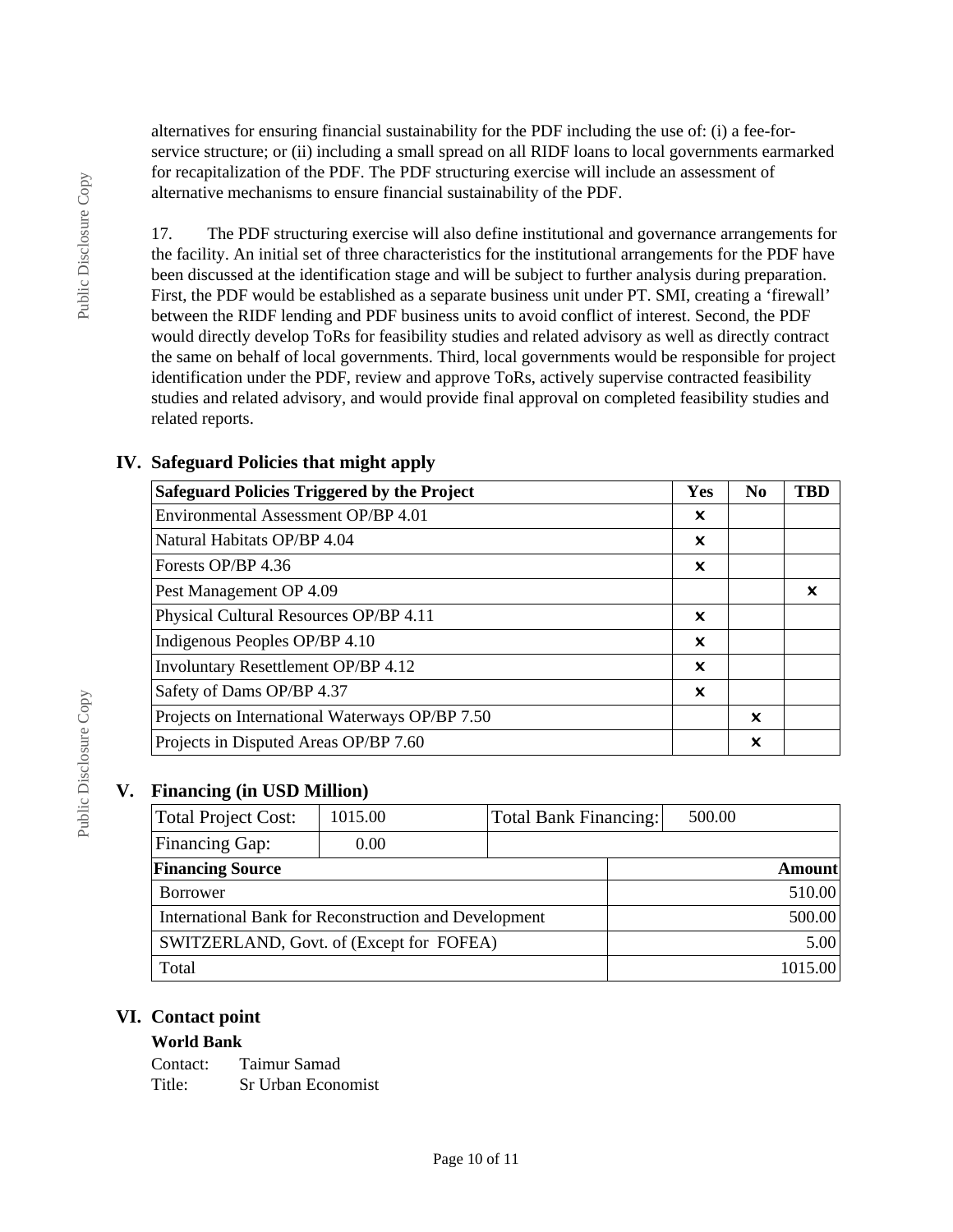alternatives for ensuring financial sustainability for the PDF including the use of: (i) a fee-for-service structure; or (ii) including a small spread on all RIDF loans to local governments earmarked for recapitalization of the PDF. The PDF structuring exercise will include an assessment of alternative mechanisms to ensure financial sustainability of the PDF.

17. The PDF structuring exercise will also define institutional and governance arrangements for the facility. An initial set of three characteristics for the institutional arrangements for the PDF have been discussed at the identification stage and will be subject to further analysis during preparation. First, the PDF would be established as a separate business unit under PT. SMI, creating a 'firewall' between the RIDF lending and PDF business units to avoid conflict of interest. Second, the PDF would directly develop ToRs for feasibility studies and related advisory as well as directly contract the same on behalf of local governments. Third, local governments would be responsible for project identification under the PDF, review and approve ToRs, actively supervise contracted feasibility studies and related advisory, and would provide final approval on completed feasibility studies and related reports.

## IV. Safeguard Policies that might apply

| Safeguard Policies Triggered by the Project | Yes | No | TBD |
|---|---|---|---|
| Environmental Assessment OP/BP 4.01 | x | | |
| Natural Habitats OP/BP 4.04 | x | | |
| Forests OP/BP 4.36 | x | | |
| Pest Management OP 4.09 | | | x |
| Physical Cultural Resources OP/BP 4.11 | x | | |
| Indigenous Peoples OP/BP 4.10 | x | | |
| Involuntary Resettlement OP/BP 4.12 | x | | |
| Safety of Dams OP/BP 4.37 | x | | |
| Projects on International Waterways OP/BP 7.50 | | x | |
| Projects in Disputed Areas OP/BP 7.60 | | x | |

## V. Financing (in USD Million)

| Total Project Cost: | 1015.00 | Total Bank Financing: | 500.00 |
|---|---|---|---|
| Financing Gap: | 0.00 | | |

| Financing Source | Amount |
|---|---|
| Borrower | 510.00 |
| International Bank for Reconstruction and Development | 500.00 |
| SWITZERLAND, Govt. of (Except for FOFEA) | 5.00 |
| Total | 1015.00 |

## VI. Contact point

**World Bank**

Contact: Taimur Samad
Title: Sr Urban Economist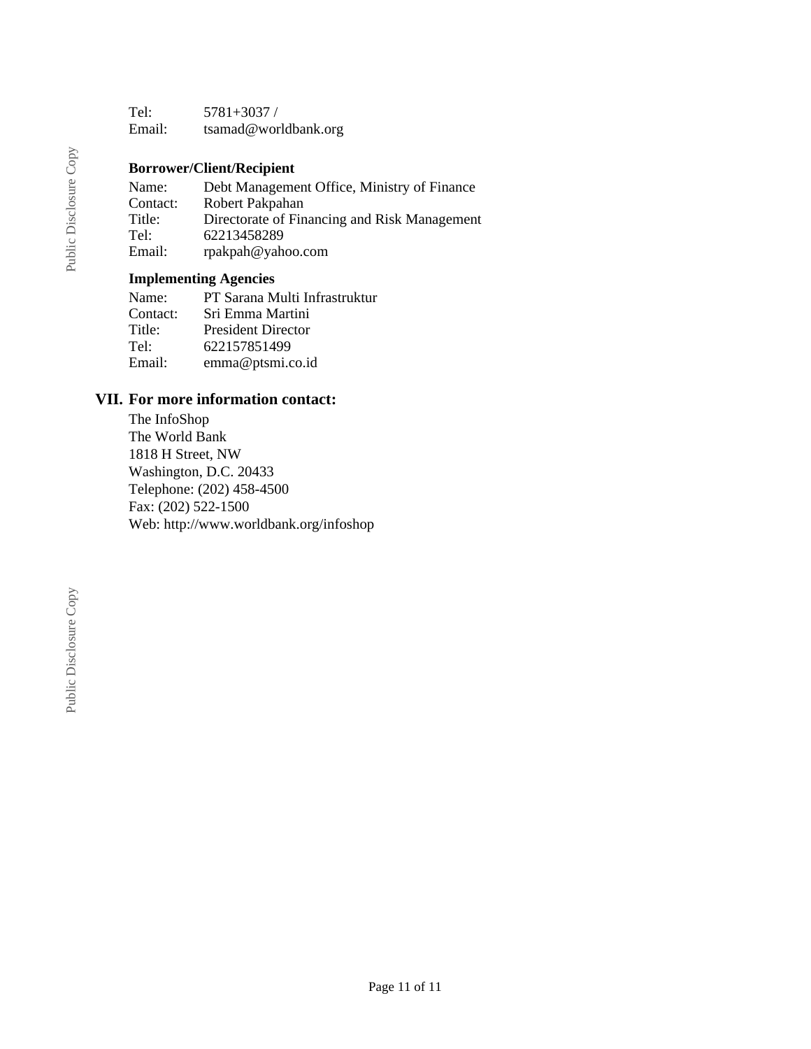Tel: 5781+3037 /
Email: tsamad@worldbank.org

**Borrower/Client/Recipient**

Name: Debt Management Office, Ministry of Finance
Contact: Robert Pakpahan
Title: Directorate of Financing and Risk Management
Tel: 62213458289
Email: rpakpah@yahoo.com

**Implementing Agencies**

Name: PT Sarana Multi Infrastruktur
Contact: Sri Emma Martini
Title: President Director
Tel: 622157851499
Email: emma@ptsmi.co.id

## VII. For more information contact:

The InfoShop
The World Bank
1818 H Street, NW
Washington, D.C. 20433
Telephone: (202) 458-4500
Fax: (202) 522-1500
Web: http://www.worldbank.org/infoshop